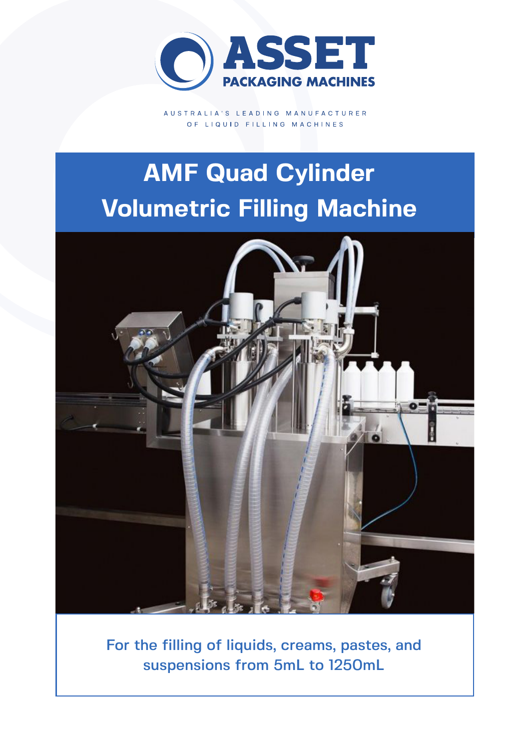ASSET PACKAGING MACHINES

AUSTRALIA'S LEADING MANUFACTURER OF LIQUID FILLING MACHINES

# AMF Quad Cylinder Volumetric Filling Machine

For the filling of liquids, creams, pastes, and suspensions from 5mL to 1250mL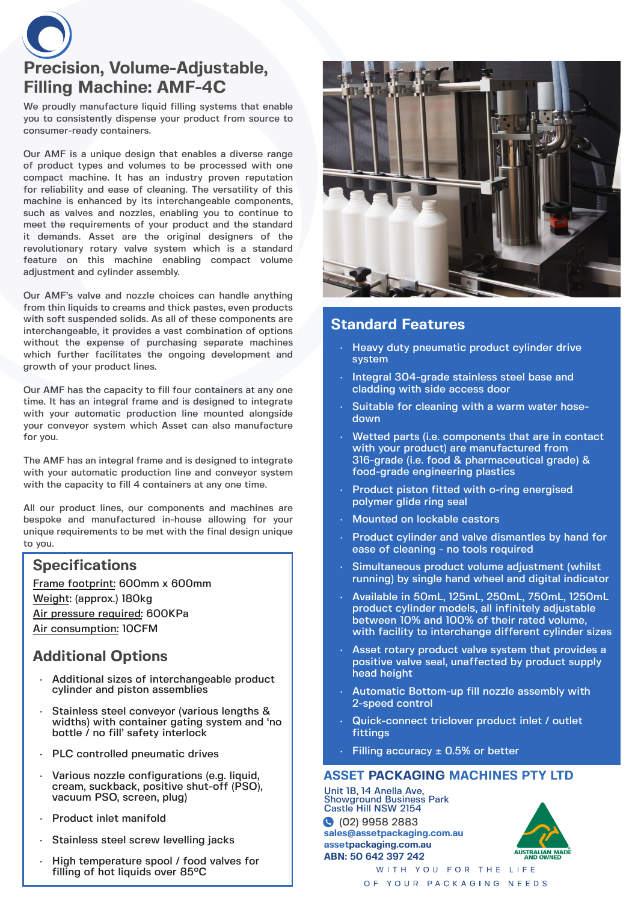# Precision, Volume-Adjustable, Filling Machine: AMF-4C

We proudly manufacture liquid filling systems that enable you to consistently dispense your product from source to consumer-ready containers.

Our AMF is a unique design that enables a diverse range of product types and volumes to be processed with one compact machine. It has an industry proven reputation for reliability and ease of cleaning. The versatility of this machine is enhanced by its interchangeable components, such as valves and nozzles, enabling you to continue to meet the requirements of your product and the standard it demands. Asset are the original designers of the revolutionary rotary valve system which is a standard feature on this machine enabling compact volume adjustment and cylinder assembly.

Our AMF's valve and nozzle choices can handle anything from thin liquids to creams and thick pastes, even products with soft suspended solids. As all of these components are interchangeable, it provides a vast combination of options without the expense of purchasing separate machines which further facilitates the ongoing development and growth of your product lines.

Our AMF has the capacity to fill four containers at any one time. It has an integral frame and is designed to integrate with your automatic production line mounted alongside your conveyor system which Asset can also manufacture for you.

The AMF has an integral frame and is designed to integrate with your automatic production line and conveyor system with the capacity to fill 4 containers at any one time.

All our product lines, our components and machines are bespoke and manufactured in-house allowing for your unique requirements to be met with the final design unique to you.

## Specifications

Frame footprint: 600mm x 600mm
Weight: (approx.) 180kg
Air pressure required: 600KPa
Air consumption: 10CFM

## Additional Options

- Additional sizes of interchangeable product cylinder and piston assemblies
- Stainless steel conveyor (various lengths & widths) with container gating system and 'no bottle / no fill' safety interlock
- PLC controlled pneumatic drives
- Various nozzle configurations (e.g. liquid, cream, suckback, positive shut-off (PSO), vacuum PSO, screen, plug)
- Product inlet manifold
- Stainless steel screw levelling jacks
- High temperature spool / food valves for filling of hot liquids over 85°C

## Standard Features

- Heavy duty pneumatic product cylinder drive system
- Integral 304-grade stainless steel base and cladding with side access door
- Suitable for cleaning with a warm water hose-down
- Wetted parts (i.e. components that are in contact with your product) are manufactured from 316-grade (i.e. food & pharmaceutical grade) & food-grade engineering plastics
- Product piston fitted with o-ring energised polymer glide ring seal
- Mounted on lockable castors
- Product cylinder and valve dismantles by hand for ease of cleaning - no tools required
- Simultaneous product volume adjustment (whilst running) by single hand wheel and digital indicator
- Available in 50mL, 125mL, 250mL, 750mL, 1250mL product cylinder models, all infinitely adjustable between 10% and 100% of their rated volume, with facility to interchange different cylinder sizes
- Asset rotary product valve system that provides a positive valve seal, unaffected by product supply head height
- Automatic Bottom-up fill nozzle assembly with 2-speed control
- Quick-connect triclover product inlet / outlet fittings
- Filling accuracy ± 0.5% or better

**ASSET PACKAGING MACHINES PTY LTD**

Unit 1B, 14 Anella Ave,
Showground Business Park
Castle Hill NSW 2154
(02) 9958 2883
sales@assetpackaging.com.au
assetpackaging.com.au
ABN: 50 642 397 242

AUSTRALIAN MADE AND OWNED

WITH YOU FOR THE LIFE OF YOUR PACKAGING NEEDS